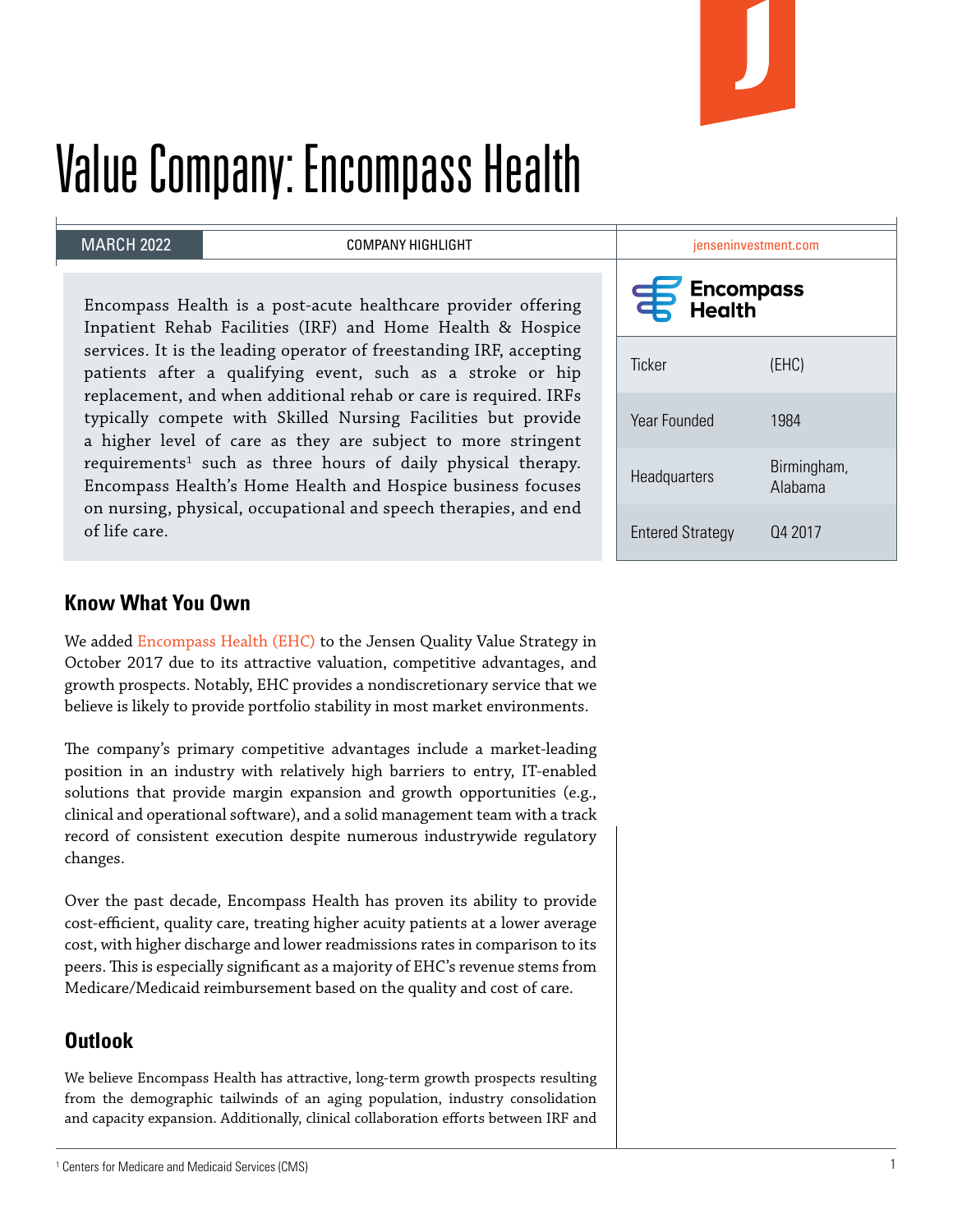# Value Company: Encompass Health

MARCH 2022 | COMPANY HIGHLIGHT | jenseninvestment.com

Encompass Health is a post-acute healthcare provider offering Inpatient Rehab Facilities (IRF) and Home Health & Hospice services. It is the leading operator of freestanding IRF, accepting patients after a qualifying event, such as a stroke or hip replacement, and when additional rehab or care is required. IRFs typically compete with Skilled Nursing Facilities but provide a higher level of care as they are subject to more stringent requirements[1] such as three hours of daily physical therapy. Encompass Health's Home Health and Hospice business focuses on nursing, physical, occupational and speech therapies, and end of life care.

**Encompass Health**

| | |
|---|---|
| Ticker | (EHC) |
| Year Founded | 1984 |
| Headquarters | Birmingham, Alabama |
| Entered Strategy | Q4 2017 |

## Know What You Own

We added Encompass Health (EHC) to the Jensen Quality Value Strategy in October 2017 due to its attractive valuation, competitive advantages, and growth prospects. Notably, EHC provides a nondiscretionary service that we believe is likely to provide portfolio stability in most market environments.

The company's primary competitive advantages include a market-leading position in an industry with relatively high barriers to entry, IT-enabled solutions that provide margin expansion and growth opportunities (e.g., clinical and operational software), and a solid management team with a track record of consistent execution despite numerous industrywide regulatory changes.

Over the past decade, Encompass Health has proven its ability to provide cost-efficient, quality care, treating higher acuity patients at a lower average cost, with higher discharge and lower readmissions rates in comparison to its peers. This is especially significant as a majority of EHC's revenue stems from Medicare/Medicaid reimbursement based on the quality and cost of care.

## Outlook

We believe Encompass Health has attractive, long-term growth prospects resulting from the demographic tailwinds of an aging population, industry consolidation and capacity expansion. Additionally, clinical collaboration efforts between IRF and

[1] Centers for Medicare and Medicaid Services (CMS)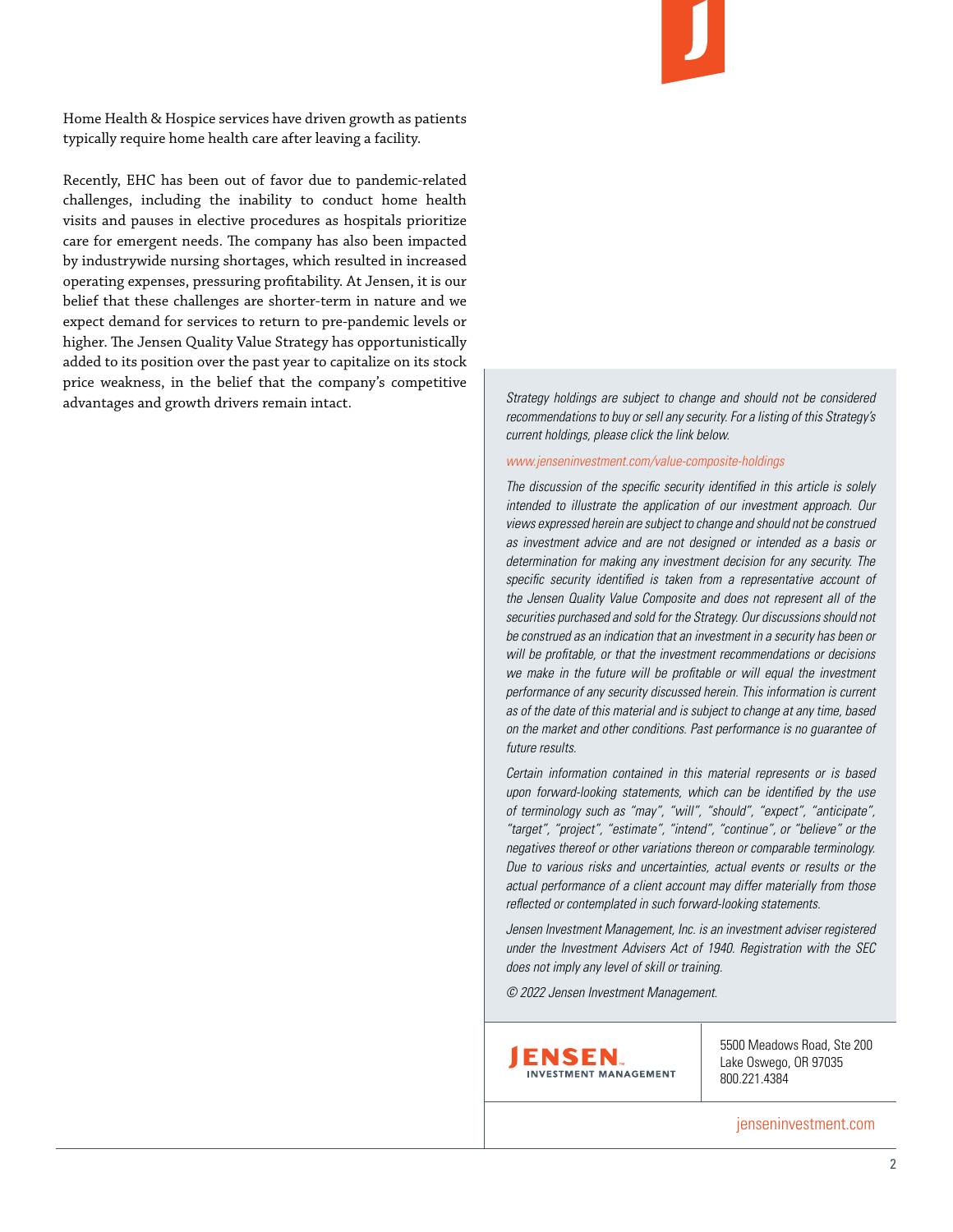Home Health & Hospice services have driven growth as patients typically require home health care after leaving a facility.

Recently, EHC has been out of favor due to pandemic-related challenges, including the inability to conduct home health visits and pauses in elective procedures as hospitals prioritize care for emergent needs. The company has also been impacted by industrywide nursing shortages, which resulted in increased operating expenses, pressuring profitability. At Jensen, it is our belief that these challenges are shorter-term in nature and we expect demand for services to return to pre-pandemic levels or higher. The Jensen Quality Value Strategy has opportunistically added to its position over the past year to capitalize on its stock price weakness, in the belief that the company's competitive advantages and growth drivers remain intact.

*Strategy holdings are subject to change and should not be considered recommendations to buy or sell any security. For a listing of this Strategy's current holdings, please click the link below.*

*www.jenseninvestment.com/value-composite-holdings*

*The discussion of the specific security identified in this article is solely intended to illustrate the application of our investment approach. Our views expressed herein are subject to change and should not be construed as investment advice and are not designed or intended as a basis or determination for making any investment decision for any security. The specific security identified is taken from a representative account of the Jensen Quality Value Composite and does not represent all of the securities purchased and sold for the Strategy. Our discussions should not be construed as an indication that an investment in a security has been or will be profitable, or that the investment recommendations or decisions we make in the future will be profitable or will equal the investment performance of any security discussed herein. This information is current as of the date of this material and is subject to change at any time, based on the market and other conditions. Past performance is no guarantee of future results.*

*Certain information contained in this material represents or is based upon forward-looking statements, which can be identified by the use of terminology such as "may", "will", "should", "expect", "anticipate", "target", "project", "estimate", "intend", "continue", or "believe" or the negatives thereof or other variations thereon or comparable terminology. Due to various risks and uncertainties, actual events or results or the actual performance of a client account may differ materially from those reflected or contemplated in such forward-looking statements.*

*Jensen Investment Management, Inc. is an investment adviser registered under the Investment Advisers Act of 1940. Registration with the SEC does not imply any level of skill or training.*

*© 2022 Jensen Investment Management.*

JENSEN INVESTMENT MANAGEMENT

5500 Meadows Road, Ste 200
Lake Oswego, OR 97035
800.221.4384

jenseninvestment.com